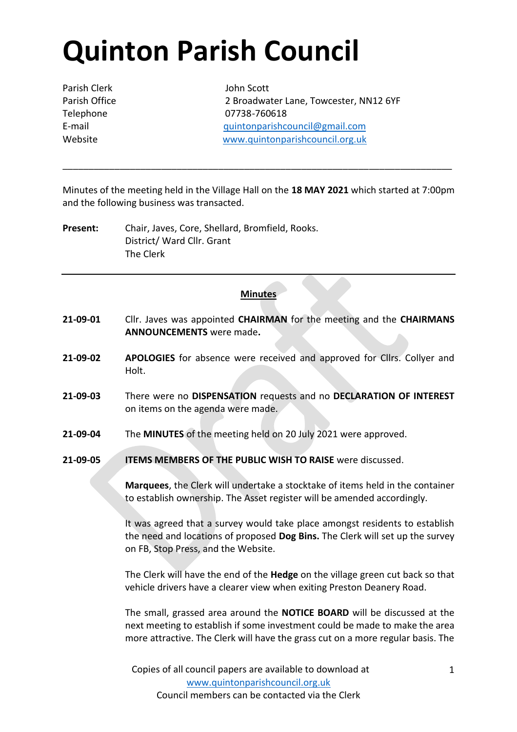# Quinton Parish Council

Parish Clerk — John Scott
Parish Office — 2 Broadwater Lane, Towcester, NN12 6YF
Telephone — 07738-760618
E-mail — quintonparishcouncil@gmail.com
Website — www.quintonparishcouncil.org.uk

---

Minutes of the meeting held in the Village Hall on the **18 MAY 2021** which started at 7:00pm and the following business was transacted.

**Present:** Chair, Javes, Core, Shellard, Bromfield, Rooks.
District/ Ward Cllr. Grant
The Clerk

---

**Minutes**

**21-09-01** Cllr. Javes was appointed **CHAIRMAN** for the meeting and the **CHAIRMANS ANNOUNCEMENTS** were made**.**

**21-09-02** **APOLOGIES** for absence were received and approved for Cllrs. Collyer and Holt.

**21-09-03** There were no **DISPENSATION** requests and no **DECLARATION OF INTEREST** on items on the agenda were made.

**21-09-04** The **MINUTES** of the meeting held on 20 July 2021 were approved.

**21-09-05** **ITEMS MEMBERS OF THE PUBLIC WISH TO RAISE** were discussed.

**Marquees**, the Clerk will undertake a stocktake of items held in the container to establish ownership. The Asset register will be amended accordingly.

It was agreed that a survey would take place amongst residents to establish the need and locations of proposed **Dog Bins.** The Clerk will set up the survey on FB, Stop Press, and the Website.

The Clerk will have the end of the **Hedge** on the village green cut back so that vehicle drivers have a clearer view when exiting Preston Deanery Road.

The small, grassed area around the **NOTICE BOARD** will be discussed at the next meeting to establish if some investment could be made to make the area more attractive. The Clerk will have the grass cut on a more regular basis. The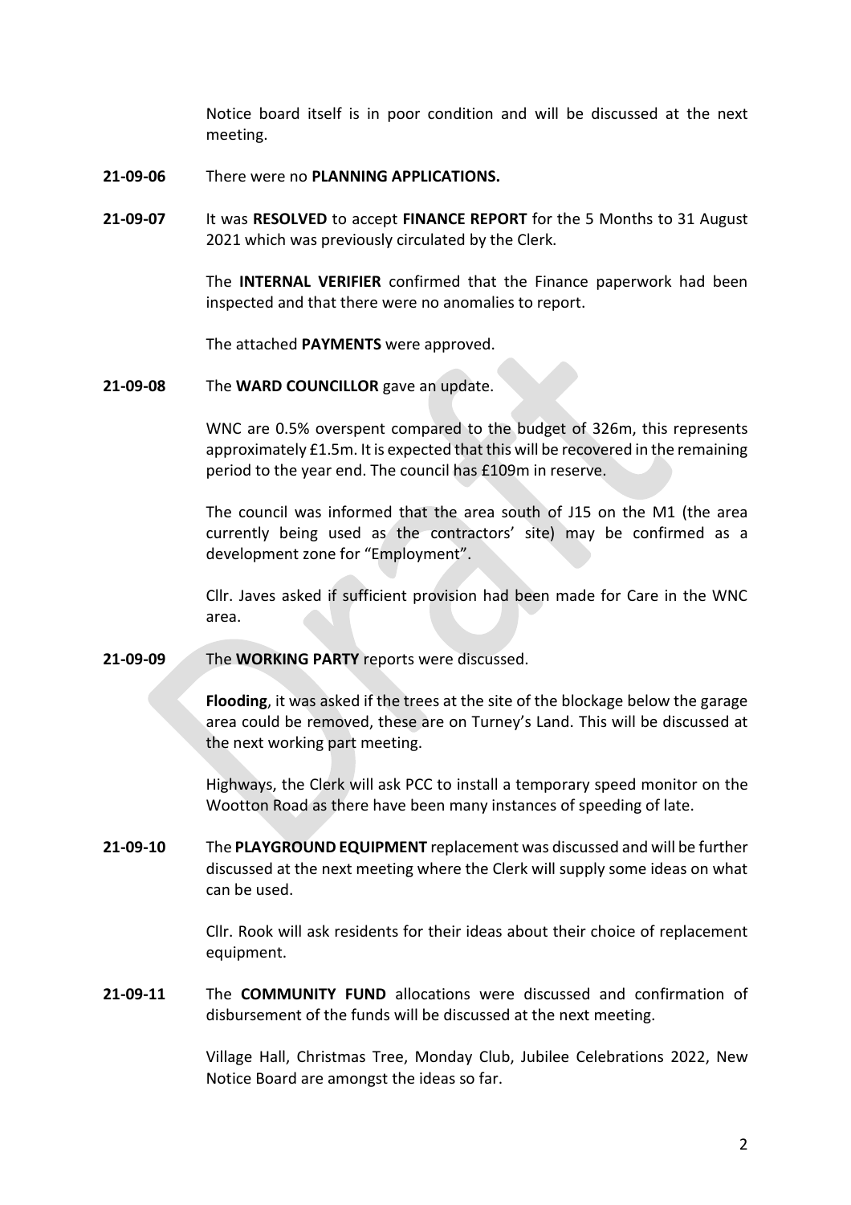Notice board itself is in poor condition and will be discussed at the next meeting.

**21-09-06** There were no **PLANNING APPLICATIONS.**

**21-09-07** It was **RESOLVED** to accept **FINANCE REPORT** for the 5 Months to 31 August 2021 which was previously circulated by the Clerk.

The **INTERNAL VERIFIER** confirmed that the Finance paperwork had been inspected and that there were no anomalies to report.

The attached **PAYMENTS** were approved.

**21-09-08** The **WARD COUNCILLOR** gave an update.

WNC are 0.5% overspent compared to the budget of 326m, this represents approximately £1.5m. It is expected that this will be recovered in the remaining period to the year end. The council has £109m in reserve.

The council was informed that the area south of J15 on the M1 (the area currently being used as the contractors' site) may be confirmed as a development zone for "Employment".

Cllr. Javes asked if sufficient provision had been made for Care in the WNC area.

**21-09-09** The **WORKING PARTY** reports were discussed.

**Flooding**, it was asked if the trees at the site of the blockage below the garage area could be removed, these are on Turney's Land. This will be discussed at the next working part meeting.

Highways, the Clerk will ask PCC to install a temporary speed monitor on the Wootton Road as there have been many instances of speeding of late.

**21-09-10** The **PLAYGROUND EQUIPMENT** replacement was discussed and will be further discussed at the next meeting where the Clerk will supply some ideas on what can be used.

Cllr. Rook will ask residents for their ideas about their choice of replacement equipment.

**21-09-11** The **COMMUNITY FUND** allocations were discussed and confirmation of disbursement of the funds will be discussed at the next meeting.

Village Hall, Christmas Tree, Monday Club, Jubilee Celebrations 2022, New Notice Board are amongst the ideas so far.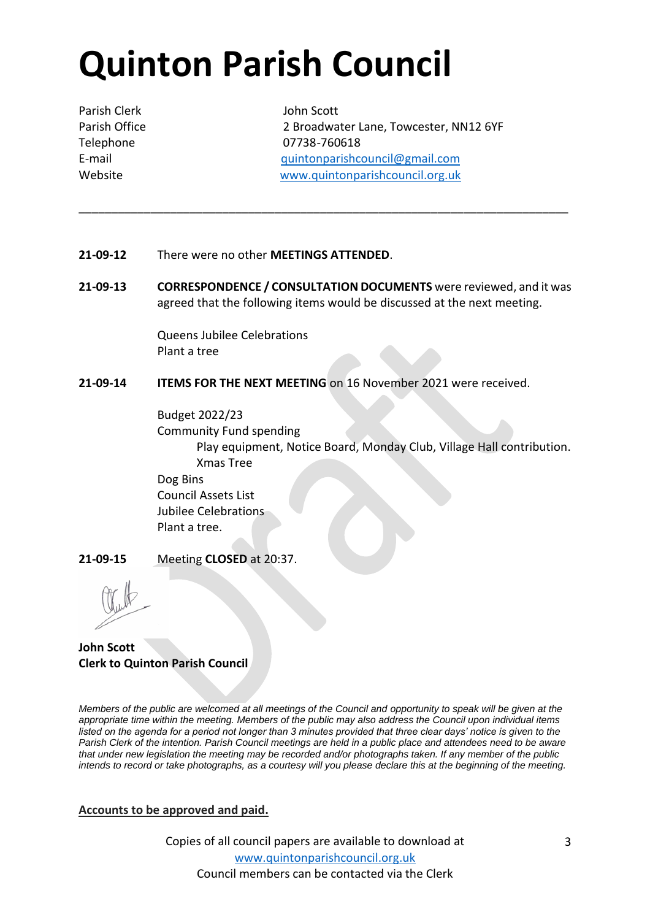# Quinton Parish Council

Parish Clerk John Scott
Parish Office 2 Broadwater Lane, Towcester, NN12 6YF
Telephone 07738-760618
E-mail quintonparishcouncil@gmail.com
Website www.quintonparishcouncil.org.uk

---

**21-09-12** There were no other **MEETINGS ATTENDED**.

**21-09-13** **CORRESPONDENCE / CONSULTATION DOCUMENTS** were reviewed, and it was agreed that the following items would be discussed at the next meeting.

Queens Jubilee Celebrations
Plant a tree

**21-09-14** **ITEMS FOR THE NEXT MEETING** on 16 November 2021 were received.

Budget 2022/23
Community Fund spending
 Play equipment, Notice Board, Monday Club, Village Hall contribution.
 Xmas Tree
Dog Bins
Council Assets List
Jubilee Celebrations
Plant a tree.

**21-09-15** Meeting **CLOSED** at 20:37.

**John Scott**
**Clerk to Quinton Parish Council**

*Members of the public are welcomed at all meetings of the Council and opportunity to speak will be given at the appropriate time within the meeting. Members of the public may also address the Council upon individual items listed on the agenda for a period not longer than 3 minutes provided that three clear days' notice is given to the Parish Clerk of the intention. Parish Council meetings are held in a public place and attendees need to be aware that under new legislation the meeting may be recorded and/or photographs taken. If any member of the public intends to record or take photographs, as a courtesy will you please declare this at the beginning of the meeting.*

**Accounts to be approved and paid.**

Copies of all council papers are available to download at www.quintonparishcouncil.org.uk
Council members can be contacted via the Clerk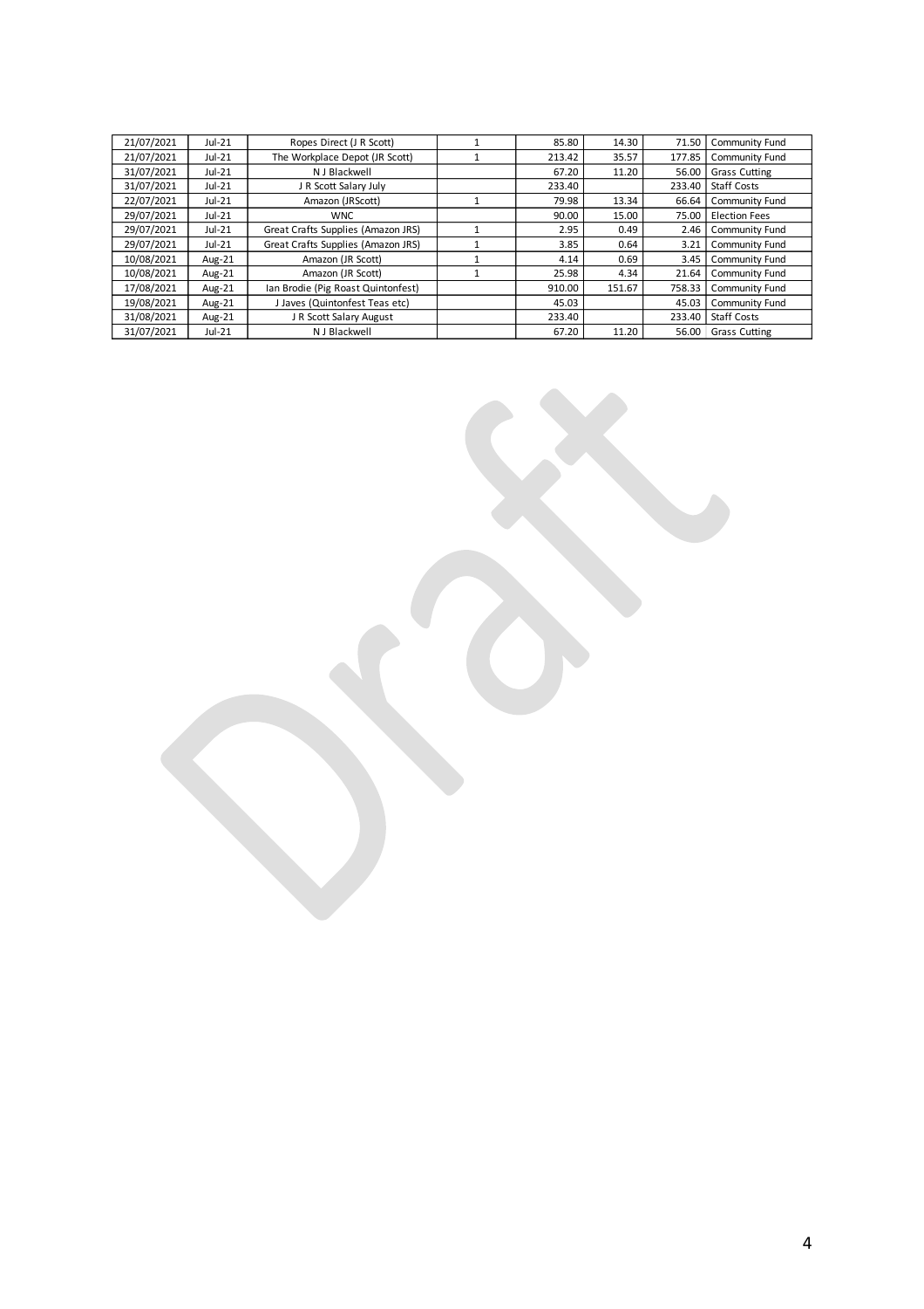| | | | | | | | |
|---|---|---|---|---|---|---|---|
| 21/07/2021 | Jul-21 | Ropes Direct (J R Scott) | 1 | 85.80 | 14.30 | 71.50 | Community Fund |
| 21/07/2021 | Jul-21 | The Workplace Depot (JR Scott) | 1 | 213.42 | 35.57 | 177.85 | Community Fund |
| 31/07/2021 | Jul-21 | N J Blackwell | | 67.20 | 11.20 | 56.00 | Grass Cutting |
| 31/07/2021 | Jul-21 | J R Scott Salary July | | 233.40 | | 233.40 | Staff Costs |
| 22/07/2021 | Jul-21 | Amazon (JRScott) | 1 | 79.98 | 13.34 | 66.64 | Community Fund |
| 29/07/2021 | Jul-21 | WNC | | 90.00 | 15.00 | 75.00 | Election Fees |
| 29/07/2021 | Jul-21 | Great Crafts Supplies (Amazon JRS) | 1 | 2.95 | 0.49 | 2.46 | Community Fund |
| 29/07/2021 | Jul-21 | Great Crafts Supplies (Amazon JRS) | 1 | 3.85 | 0.64 | 3.21 | Community Fund |
| 10/08/2021 | Aug-21 | Amazon (JR Scott) | 1 | 4.14 | 0.69 | 3.45 | Community Fund |
| 10/08/2021 | Aug-21 | Amazon (JR Scott) | 1 | 25.98 | 4.34 | 21.64 | Community Fund |
| 17/08/2021 | Aug-21 | Ian Brodie (Pig Roast Quintonfest) | | 910.00 | 151.67 | 758.33 | Community Fund |
| 19/08/2021 | Aug-21 | J Javes (Quintonfest Teas etc) | | 45.03 | | 45.03 | Community Fund |
| 31/08/2021 | Aug-21 | J R Scott Salary August | | 233.40 | | 233.40 | Staff Costs |
| 31/07/2021 | Jul-21 | N J Blackwell | | 67.20 | 11.20 | 56.00 | Grass Cutting |